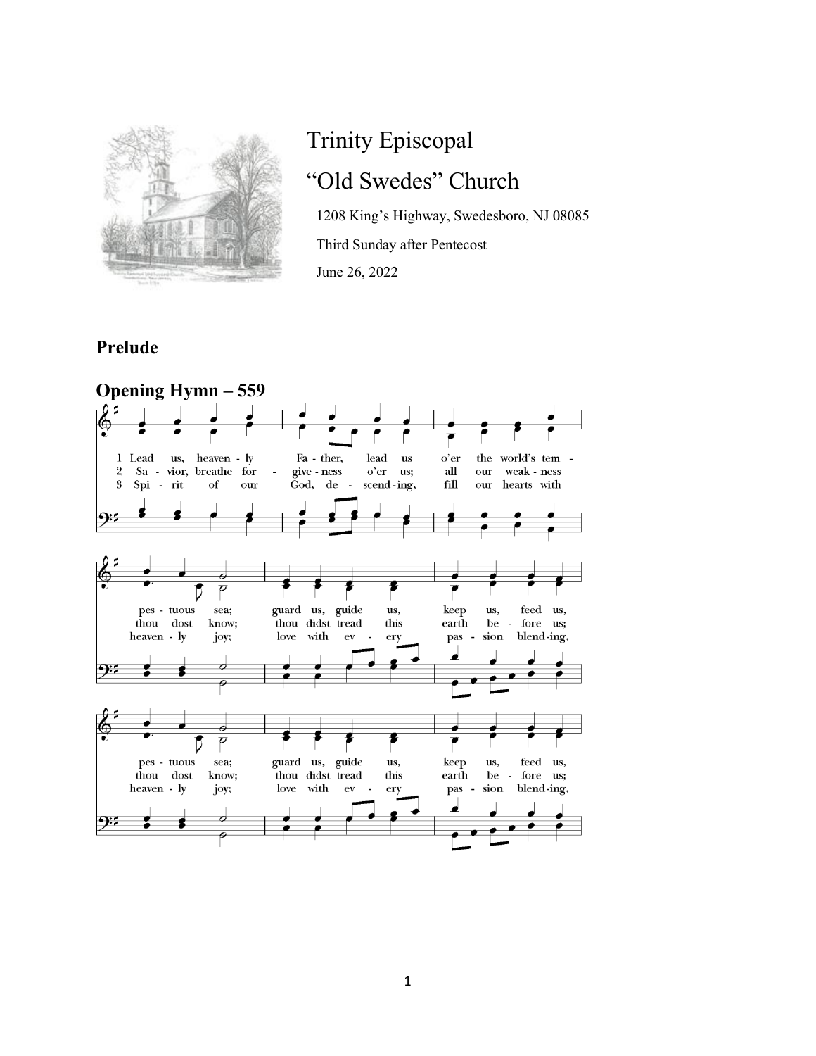# Trinity Episcopal

# "Old Swedes" Church

1208 King's Highway, Swedesboro, NJ 08085

Third Sunday after Pentecost

June 26, 2022

## Prelude

## Opening Hymn – 559

1 Lead us, heaven - ly Fa - ther, lead us o'er the world's tem - pes - tuous sea; guard us, guide us, keep us, feed us,

2 Sa - vior, breathe for - give - ness o'er us; all our weak - ness thou dost know; thou didst tread this earth be - fore us;

3 Spi - rit of our God, de - scend - ing, fill our hearts with heaven - ly joy; love with ev - ery pas - sion blend - ing,

pes - tuous sea; guard us, guide us, keep us, feed us,

thou dost know; thou didst tread this earth be - fore us;

heaven - ly joy; love with ev - ery pas - sion blend - ing,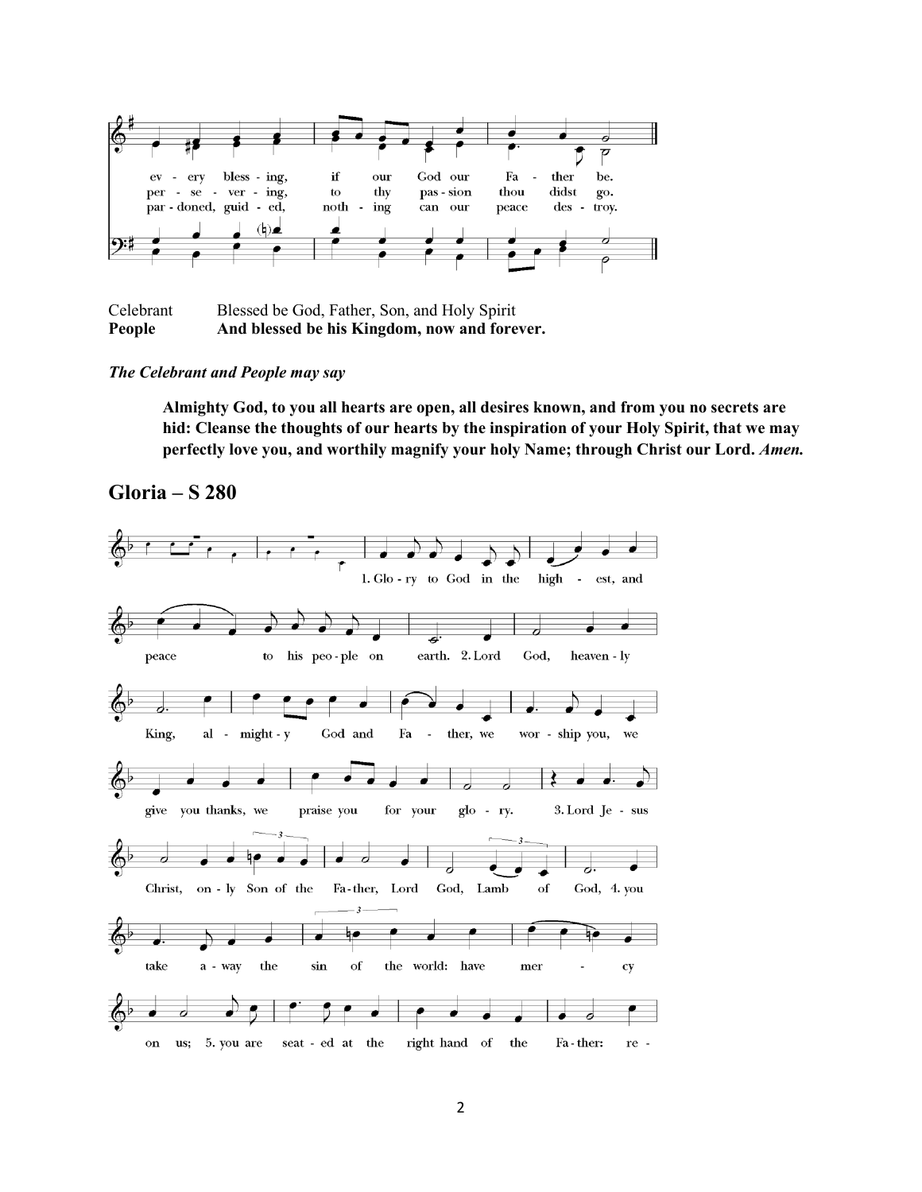ev - ery bless - ing, if our God our Fa - ther be.
per - se - ver - ing, to thy pas - sion thou didst go.
par - doned, guid - ed, noth - ing can our peace des - troy.

Celebrant Blessed be God, Father, Son, and Holy Spirit
**People And blessed be his Kingdom, now and forever.**

***The Celebrant and People may say***

**Almighty God, to you all hearts are open, all desires known, and from you no secrets are hid: Cleanse the thoughts of our hearts by the inspiration of your Holy Spirit, that we may perfectly love you, and worthily magnify your holy Name; through Christ our Lord.** ***Amen.***

## Gloria – S 280

1. Glo - ry to God in the high - est, and peace to his peo - ple on earth. 2. Lord God, heaven - ly King, al - might - y God and Fa - ther, we wor - ship you, we give you thanks, we praise you for your glo - ry. 3. Lord Je - sus Christ, on - ly Son of the Fa - ther, Lord God, Lamb of God, 4. you take a - way the sin of the world: have mer - cy on us; 5. you are seat - ed at the right hand of the Fa - ther: re -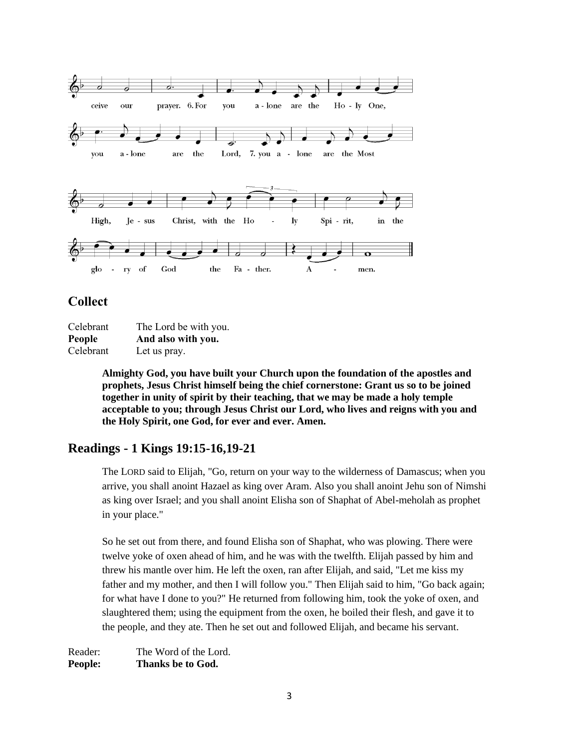ceive our prayer. 6. For you a - lone are the Ho - ly One,

you a - lone are the Lord, 7. you a - lone are the Most

High, Je - sus Christ, with the Ho - ly Spi - rit, in the

glo - ry of God the Fa - ther. A - men.

## Collect

Celebrant The Lord be with you.
**People** **And also with you.**
Celebrant Let us pray.

**Almighty God, you have built your Church upon the foundation of the apostles and prophets, Jesus Christ himself being the chief cornerstone: Grant us so to be joined together in unity of spirit by their teaching, that we may be made a holy temple acceptable to you; through Jesus Christ our Lord, who lives and reigns with you and the Holy Spirit, one God, for ever and ever. Amen.**

## Readings - 1 Kings 19:15-16,19-21

The LORD said to Elijah, "Go, return on your way to the wilderness of Damascus; when you arrive, you shall anoint Hazael as king over Aram. Also you shall anoint Jehu son of Nimshi as king over Israel; and you shall anoint Elisha son of Shaphat of Abel-meholah as prophet in your place."

So he set out from there, and found Elisha son of Shaphat, who was plowing. There were twelve yoke of oxen ahead of him, and he was with the twelfth. Elijah passed by him and threw his mantle over him. He left the oxen, ran after Elijah, and said, "Let me kiss my father and my mother, and then I will follow you." Then Elijah said to him, "Go back again; for what have I done to you?" He returned from following him, took the yoke of oxen, and slaughtered them; using the equipment from the oxen, he boiled their flesh, and gave it to the people, and they ate. Then he set out and followed Elijah, and became his servant.

Reader: The Word of the Lord.
**People:** **Thanks be to God.**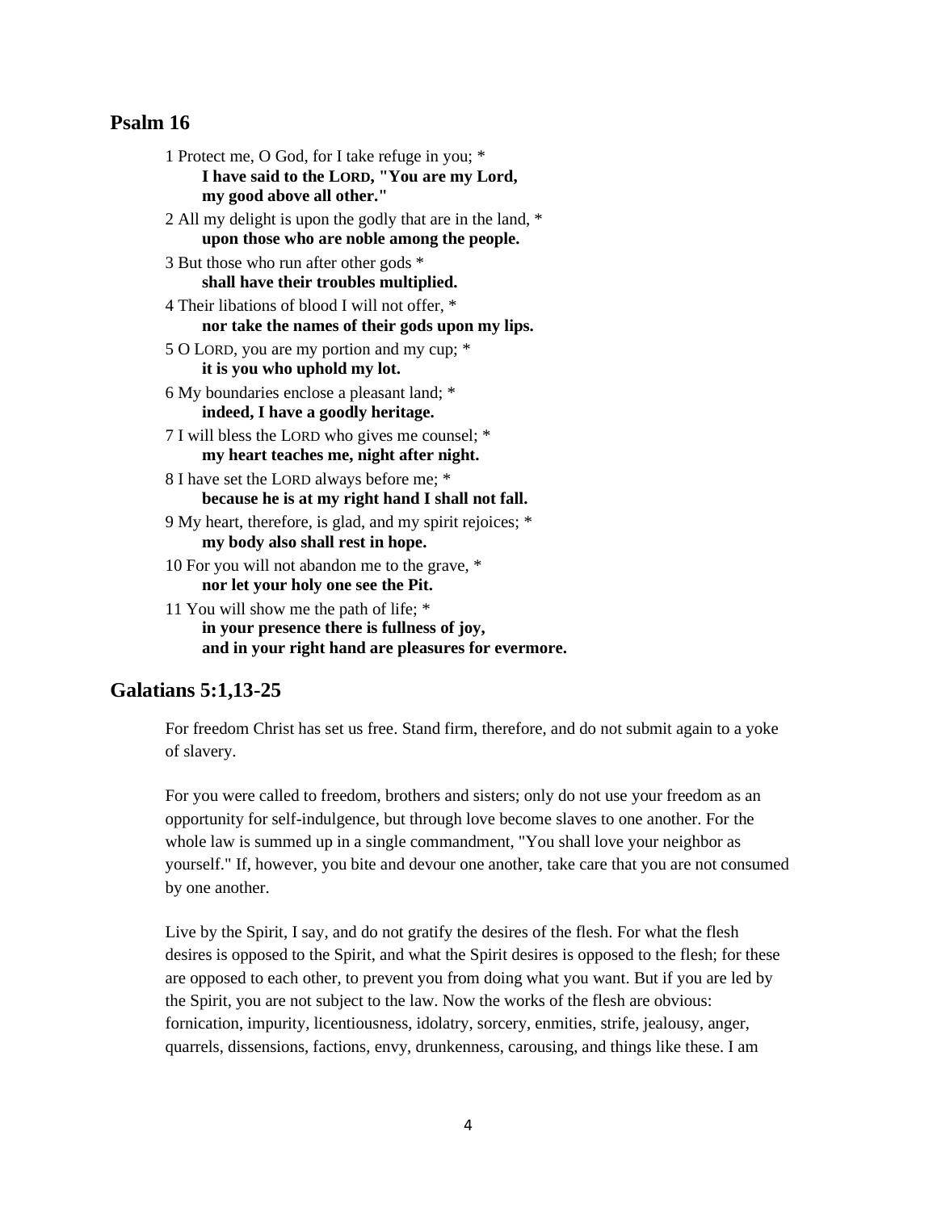## Psalm 16

1 Protect me, O God, for I take refuge in you; *
**I have said to the LORD, "You are my Lord,**
**my good above all other."**

2 All my delight is upon the godly that are in the land, *
**upon those who are noble among the people.**

3 But those who run after other gods *
**shall have their troubles multiplied.**

4 Their libations of blood I will not offer, *
**nor take the names of their gods upon my lips.**

5 O LORD, you are my portion and my cup; *
**it is you who uphold my lot.**

6 My boundaries enclose a pleasant land; *
**indeed, I have a goodly heritage.**

7 I will bless the LORD who gives me counsel; *
**my heart teaches me, night after night.**

8 I have set the LORD always before me; *
**because he is at my right hand I shall not fall.**

9 My heart, therefore, is glad, and my spirit rejoices; *
**my body also shall rest in hope.**

10 For you will not abandon me to the grave, *
**nor let your holy one see the Pit.**

11 You will show me the path of life; *
**in your presence there is fullness of joy,**
**and in your right hand are pleasures for evermore.**

## Galatians 5:1,13-25

For freedom Christ has set us free. Stand firm, therefore, and do not submit again to a yoke of slavery.

For you were called to freedom, brothers and sisters; only do not use your freedom as an opportunity for self-indulgence, but through love become slaves to one another. For the whole law is summed up in a single commandment, "You shall love your neighbor as yourself." If, however, you bite and devour one another, take care that you are not consumed by one another.

Live by the Spirit, I say, and do not gratify the desires of the flesh. For what the flesh desires is opposed to the Spirit, and what the Spirit desires is opposed to the flesh; for these are opposed to each other, to prevent you from doing what you want. But if you are led by the Spirit, you are not subject to the law. Now the works of the flesh are obvious: fornication, impurity, licentiousness, idolatry, sorcery, enmities, strife, jealousy, anger, quarrels, dissensions, factions, envy, drunkenness, carousing, and things like these. I am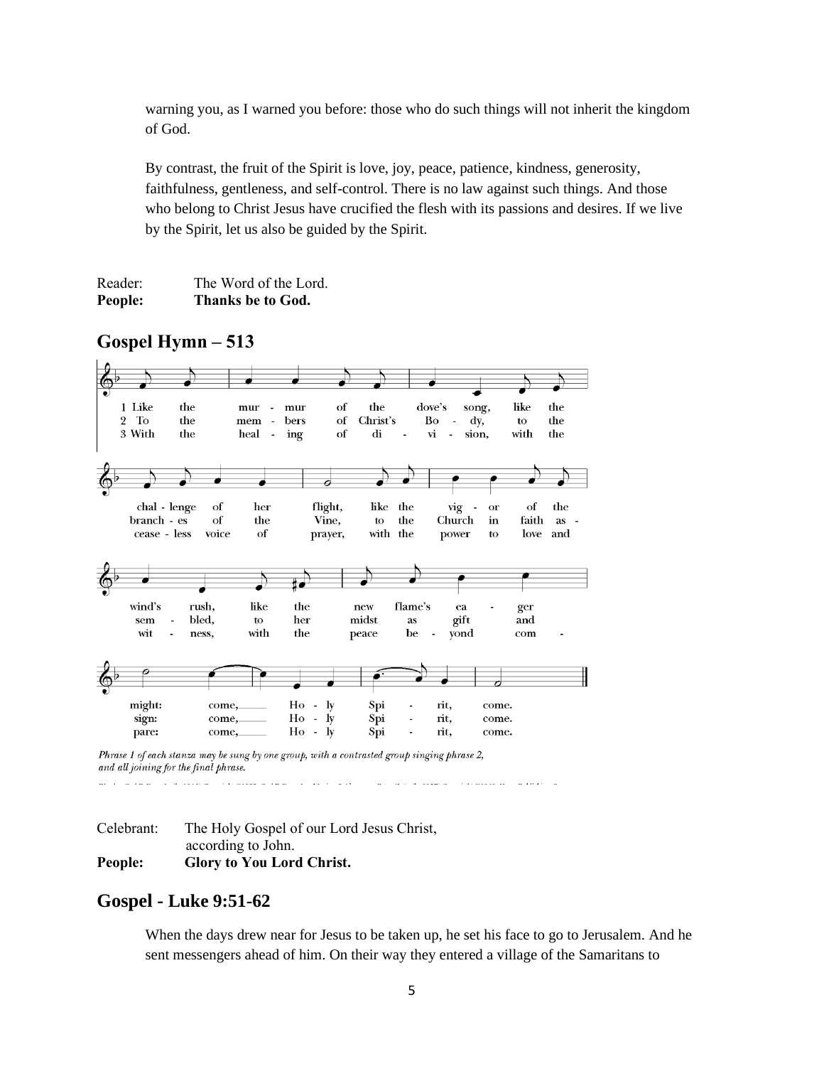warning you, as I warned you before: those who do such things will not inherit the kingdom of God.

By contrast, the fruit of the Spirit is love, joy, peace, patience, kindness, generosity, faithfulness, gentleness, and self-control. There is no law against such things. And those who belong to Christ Jesus have crucified the flesh with its passions and desires. If we live by the Spirit, let us also be guided by the Spirit.

Reader: The Word of the Lord.
**People: Thanks be to God.**

## Gospel Hymn – 513

1 Like the murmur of the dove's song, like the challenge of her flight, like the vigor of the wind's rush, like the new flame's eager might: come, Holy Spirit, come.

2 To the members of Christ's Body, to the branches of the Vine, to the Church in faith assembled, to her midst as gift and sign: come, Holy Spirit, come.

3 With the healing of division, with the ceaseless voice of prayer, with the power to love and witness, with the peace beyond compare: come, Holy Spirit, come.

*Phrase 1 of each stanza may be sung by one group, with a contrasted group singing phrase 2, and all joining for the final phrase.*

Celebrant: The Holy Gospel of our Lord Jesus Christ, according to John.
**People: Glory to You Lord Christ.**

## Gospel - Luke 9:51-62

When the days drew near for Jesus to be taken up, he set his face to go to Jerusalem. And he sent messengers ahead of him. On their way they entered a village of the Samaritans to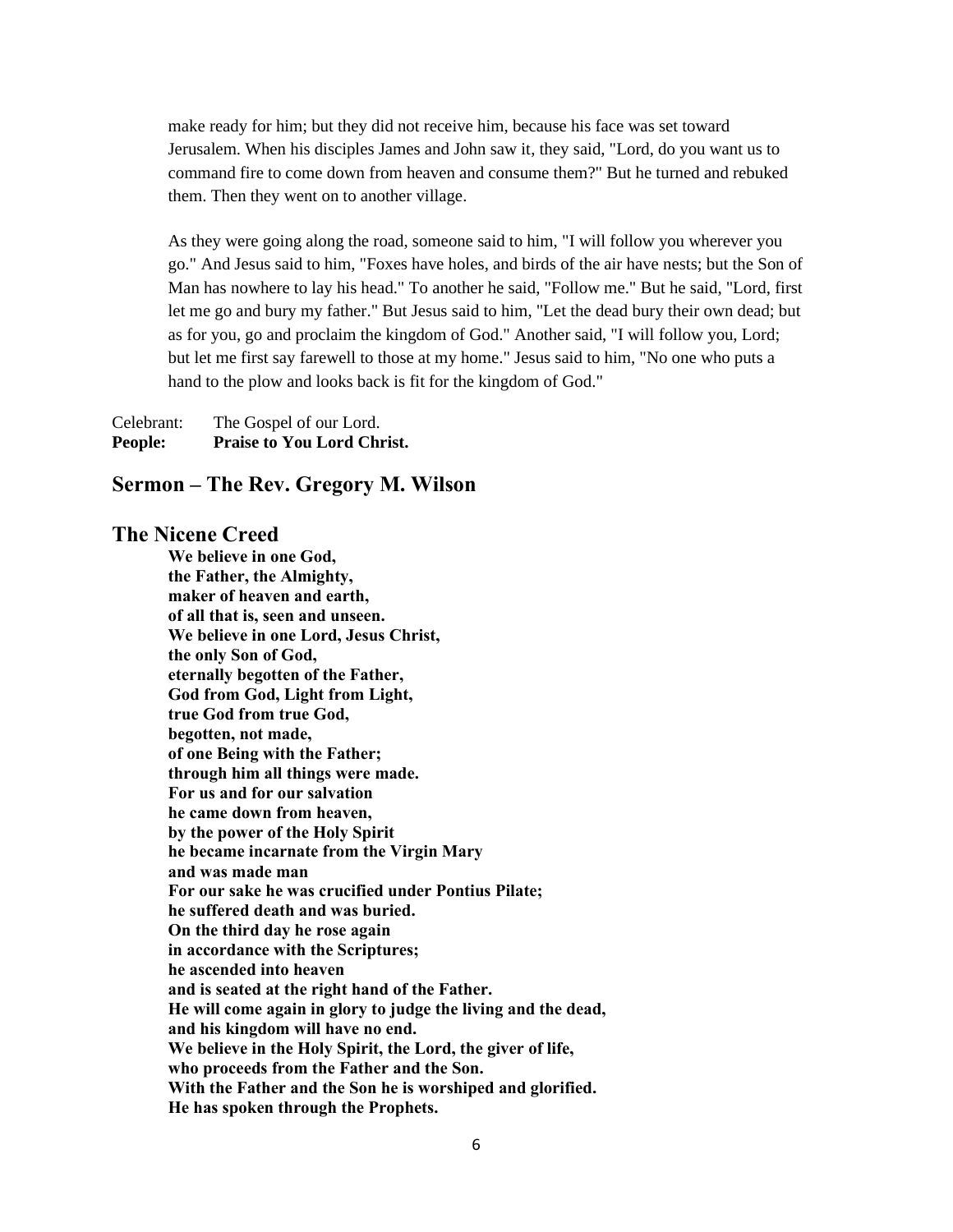make ready for him; but they did not receive him, because his face was set toward Jerusalem. When his disciples James and John saw it, they said, "Lord, do you want us to command fire to come down from heaven and consume them?" But he turned and rebuked them. Then they went on to another village.

As they were going along the road, someone said to him, "I will follow you wherever you go." And Jesus said to him, "Foxes have holes, and birds of the air have nests; but the Son of Man has nowhere to lay his head." To another he said, "Follow me." But he said, "Lord, first let me go and bury my father." But Jesus said to him, "Let the dead bury their own dead; but as for you, go and proclaim the kingdom of God." Another said, "I will follow you, Lord; but let me first say farewell to those at my home." Jesus said to him, "No one who puts a hand to the plow and looks back is fit for the kingdom of God."

Celebrant: The Gospel of our Lord.
**People: Praise to You Lord Christ.**

## Sermon – The Rev. Gregory M. Wilson

## The Nicene Creed

**We believe in one God,
the Father, the Almighty,
maker of heaven and earth,
of all that is, seen and unseen.
We believe in one Lord, Jesus Christ,
the only Son of God,
eternally begotten of the Father,
God from God, Light from Light,
true God from true God,
begotten, not made,
of one Being with the Father;
through him all things were made.
For us and for our salvation
he came down from heaven,
by the power of the Holy Spirit
he became incarnate from the Virgin Mary
and was made man
For our sake he was crucified under Pontius Pilate;
he suffered death and was buried.
On the third day he rose again
in accordance with the Scriptures;
he ascended into heaven
and is seated at the right hand of the Father.
He will come again in glory to judge the living and the dead,
and his kingdom will have no end.
We believe in the Holy Spirit, the Lord, the giver of life,
who proceeds from the Father and the Son.
With the Father and the Son he is worshiped and glorified.
He has spoken through the Prophets.**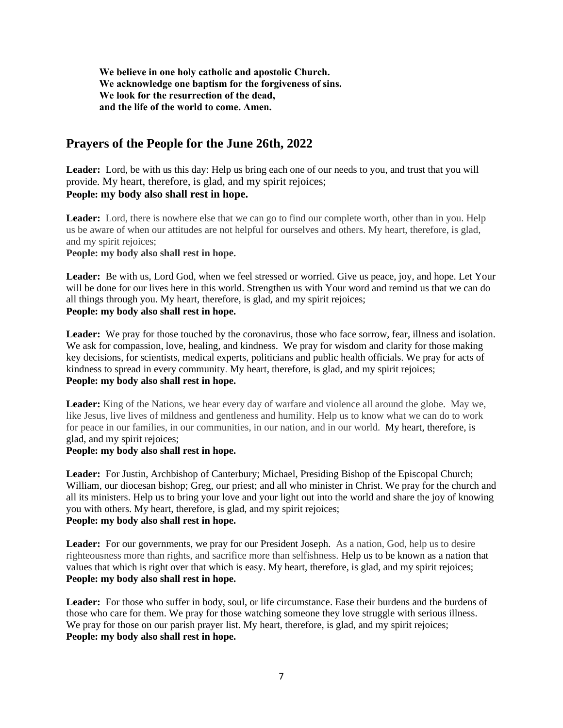**We believe in one holy catholic and apostolic Church.**
**We acknowledge one baptism for the forgiveness of sins.**
**We look for the resurrection of the dead,**
**and the life of the world to come. Amen.**

## Prayers of the People for the June 26th, 2022

**Leader:** Lord, be with us this day: Help us bring each one of our needs to you, and trust that you will provide. My heart, therefore, is glad, and my spirit rejoices;
**People: my body also shall rest in hope.**

**Leader:** Lord, there is nowhere else that we can go to find our complete worth, other than in you. Help us be aware of when our attitudes are not helpful for ourselves and others. My heart, therefore, is glad, and my spirit rejoices;
**People: my body also shall rest in hope.**

**Leader:** Be with us, Lord God, when we feel stressed or worried. Give us peace, joy, and hope. Let Your will be done for our lives here in this world. Strengthen us with Your word and remind us that we can do all things through you. My heart, therefore, is glad, and my spirit rejoices;
**People: my body also shall rest in hope.**

**Leader:** We pray for those touched by the coronavirus, those who face sorrow, fear, illness and isolation. We ask for compassion, love, healing, and kindness. We pray for wisdom and clarity for those making key decisions, for scientists, medical experts, politicians and public health officials. We pray for acts of kindness to spread in every community. My heart, therefore, is glad, and my spirit rejoices;
**People: my body also shall rest in hope.**

**Leader:** King of the Nations, we hear every day of warfare and violence all around the globe. May we, like Jesus, live lives of mildness and gentleness and humility. Help us to know what we can do to work for peace in our families, in our communities, in our nation, and in our world. My heart, therefore, is glad, and my spirit rejoices;
**People: my body also shall rest in hope.**

**Leader:** For Justin, Archbishop of Canterbury; Michael, Presiding Bishop of the Episcopal Church; William, our diocesan bishop; Greg, our priest; and all who minister in Christ. We pray for the church and all its ministers. Help us to bring your love and your light out into the world and share the joy of knowing you with others. My heart, therefore, is glad, and my spirit rejoices;
**People: my body also shall rest in hope.**

**Leader:** For our governments, we pray for our President Joseph. As a nation, God, help us to desire righteousness more than rights, and sacrifice more than selfishness. Help us to be known as a nation that values that which is right over that which is easy. My heart, therefore, is glad, and my spirit rejoices;
**People: my body also shall rest in hope.**

**Leader:** For those who suffer in body, soul, or life circumstance. Ease their burdens and the burdens of those who care for them. We pray for those watching someone they love struggle with serious illness. We pray for those on our parish prayer list. My heart, therefore, is glad, and my spirit rejoices;
**People: my body also shall rest in hope.**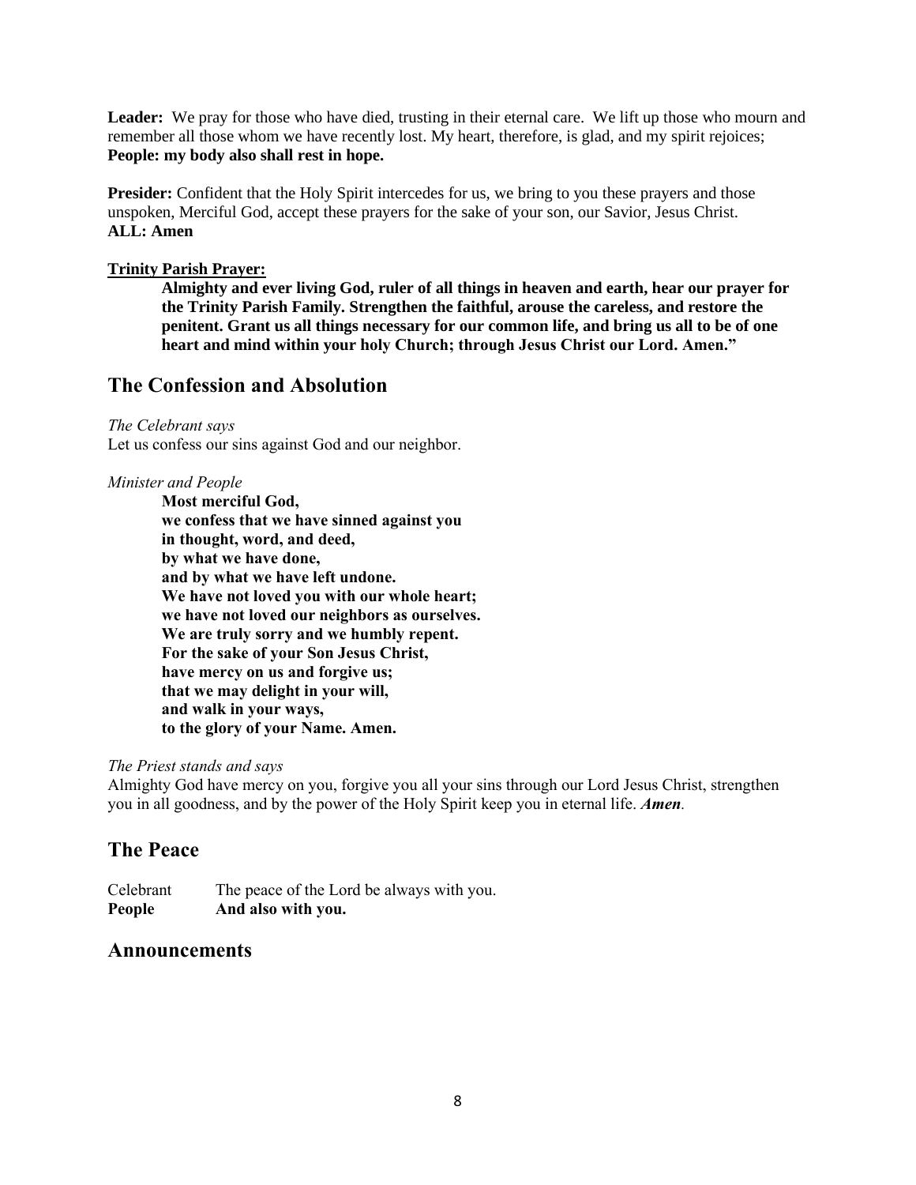**Leader:** We pray for those who have died, trusting in their eternal care. We lift up those who mourn and remember all those whom we have recently lost. My heart, therefore, is glad, and my spirit rejoices;
**People: my body also shall rest in hope.**

**Presider:** Confident that the Holy Spirit intercedes for us, we bring to you these prayers and those unspoken, Merciful God, accept these prayers for the sake of your son, our Savior, Jesus Christ.
**ALL: Amen**

**Trinity Parish Prayer:**

> **Almighty and ever living God, ruler of all things in heaven and earth, hear our prayer for the Trinity Parish Family. Strengthen the faithful, arouse the careless, and restore the penitent. Grant us all things necessary for our common life, and bring us all to be of one heart and mind within your holy Church; through Jesus Christ our Lord. Amen."**

## The Confession and Absolution

*The Celebrant says*
Let us confess our sins against God and our neighbor.

*Minister and People*

> **Most merciful God,
> we confess that we have sinned against you
> in thought, word, and deed,
> by what we have done,
> and by what we have left undone.
> We have not loved you with our whole heart;
> we have not loved our neighbors as ourselves.
> We are truly sorry and we humbly repent.
> For the sake of your Son Jesus Christ,
> have mercy on us and forgive us;
> that we may delight in your will,
> and walk in your ways,
> to the glory of your Name. Amen.**

*The Priest stands and says*
Almighty God have mercy on you, forgive you all your sins through our Lord Jesus Christ, strengthen you in all goodness, and by the power of the Holy Spirit keep you in eternal life. ***Amen*.**

## The Peace

Celebrant The peace of the Lord be always with you.
**People And also with you.**

## Announcements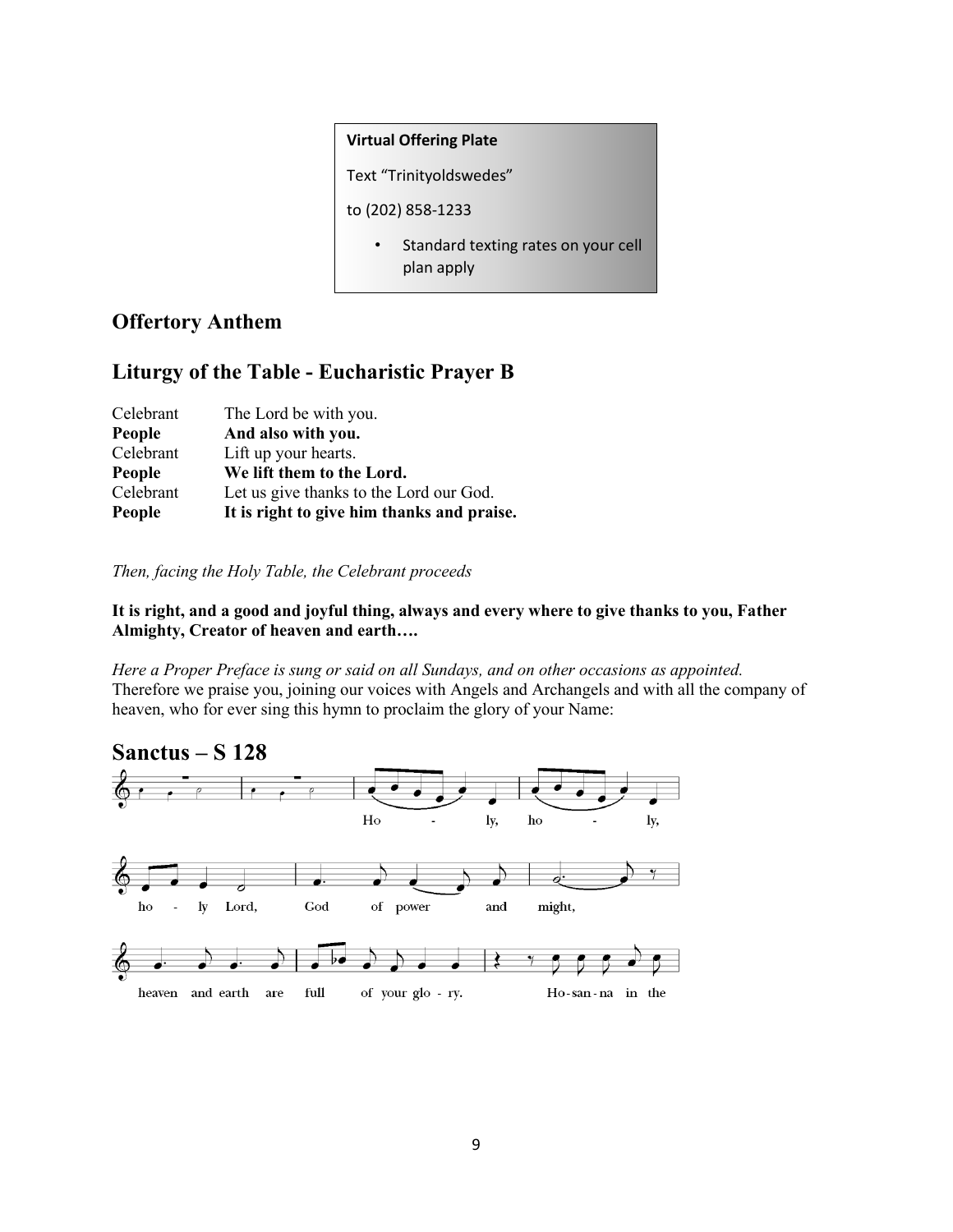**Virtual Offering Plate**

Text "Trinityoldswedes"

to (202) 858-1233

- Standard texting rates on your cell plan apply

## Offertory Anthem

## Liturgy of the Table - Eucharistic Prayer B

| | |
|---|---|
| Celebrant | The Lord be with you. |
| **People** | **And also with you.** |
| Celebrant | Lift up your hearts. |
| **People** | **We lift them to the Lord.** |
| Celebrant | Let us give thanks to the Lord our God. |
| **People** | **It is right to give him thanks and praise.** |

*Then, facing the Holy Table, the Celebrant proceeds*

**It is right, and a good and joyful thing, always and every where to give thanks to you, Father Almighty, Creator of heaven and earth….**

*Here a Proper Preface is sung or said on all Sundays, and on other occasions as appointed.*
Therefore we praise you, joining our voices with Angels and Archangels and with all the company of heaven, who for ever sing this hymn to proclaim the glory of your Name:

## Sanctus – S 128

Ho - ly, ho - ly, ho - ly Lord, God of power and might, heaven and earth are full of your glo - ry. Ho-san-na in the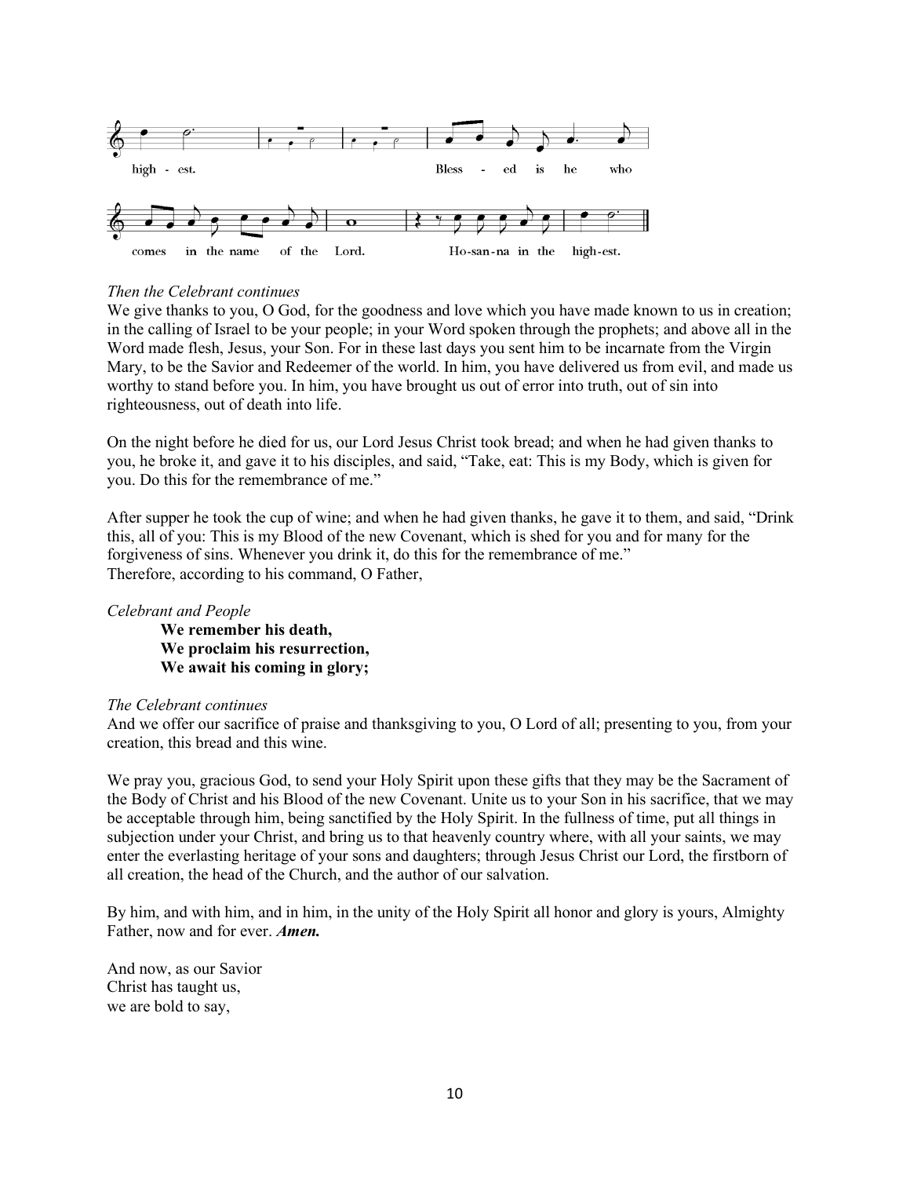high - est. Bless - ed is he who

comes in the name of the Lord. Ho-san-na in the high-est.

*Then the Celebrant continues*
We give thanks to you, O God, for the goodness and love which you have made known to us in creation; in the calling of Israel to be your people; in your Word spoken through the prophets; and above all in the Word made flesh, Jesus, your Son. For in these last days you sent him to be incarnate from the Virgin Mary, to be the Savior and Redeemer of the world. In him, you have delivered us from evil, and made us worthy to stand before you. In him, you have brought us out of error into truth, out of sin into righteousness, out of death into life.

On the night before he died for us, our Lord Jesus Christ took bread; and when he had given thanks to you, he broke it, and gave it to his disciples, and said, "Take, eat: This is my Body, which is given for you. Do this for the remembrance of me."

After supper he took the cup of wine; and when he had given thanks, he gave it to them, and said, "Drink this, all of you: This is my Blood of the new Covenant, which is shed for you and for many for the forgiveness of sins. Whenever you drink it, do this for the remembrance of me."
Therefore, according to his command, O Father,

*Celebrant and People*

**We remember his death,**
**We proclaim his resurrection,**
**We await his coming in glory;**

*The Celebrant continues*
And we offer our sacrifice of praise and thanksgiving to you, O Lord of all; presenting to you, from your creation, this bread and this wine.

We pray you, gracious God, to send your Holy Spirit upon these gifts that they may be the Sacrament of the Body of Christ and his Blood of the new Covenant. Unite us to your Son in his sacrifice, that we may be acceptable through him, being sanctified by the Holy Spirit. In the fullness of time, put all things in subjection under your Christ, and bring us to that heavenly country where, with all your saints, we may enter the everlasting heritage of your sons and daughters; through Jesus Christ our Lord, the firstborn of all creation, the head of the Church, and the author of our salvation.

By him, and with him, and in him, in the unity of the Holy Spirit all honor and glory is yours, Almighty Father, now and for ever. ***Amen.***

And now, as our Savior
Christ has taught us,
we are bold to say,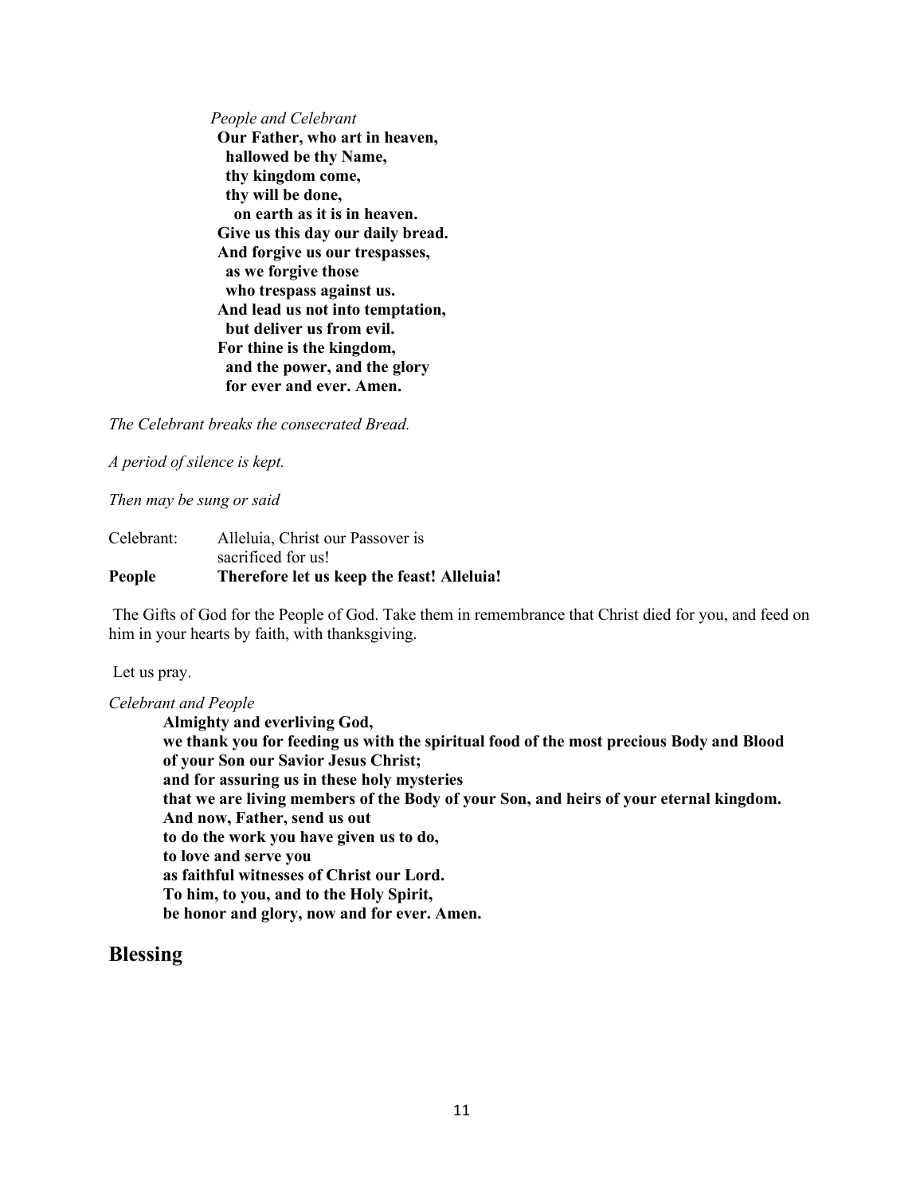*People and Celebrant*

**Our Father, who art in heaven,**
**hallowed be thy Name,**
**thy kingdom come,**
**thy will be done,**
**on earth as it is in heaven.**
**Give us this day our daily bread.**
**And forgive us our trespasses,**
**as we forgive those**
**who trespass against us.**
**And lead us not into temptation,**
**but deliver us from evil.**
**For thine is the kingdom,**
**and the power, and the glory**
**for ever and ever. Amen.**

*The Celebrant breaks the consecrated Bread.*

*A period of silence is kept.*

*Then may be sung or said*

Celebrant: Alleluia, Christ our Passover is sacrificed for us!
**People Therefore let us keep the feast! Alleluia!**

The Gifts of God for the People of God. Take them in remembrance that Christ died for you, and feed on him in your hearts by faith, with thanksgiving.

Let us pray.

*Celebrant and People*

**Almighty and everliving God,**
**we thank you for feeding us with the spiritual food of the most precious Body and Blood of your Son our Savior Jesus Christ;**
**and for assuring us in these holy mysteries**
**that we are living members of the Body of your Son, and heirs of your eternal kingdom.**
**And now, Father, send us out**
**to do the work you have given us to do,**
**to love and serve you**
**as faithful witnesses of Christ our Lord.**
**To him, to you, and to the Holy Spirit,**
**be honor and glory, now and for ever. Amen.**

## Blessing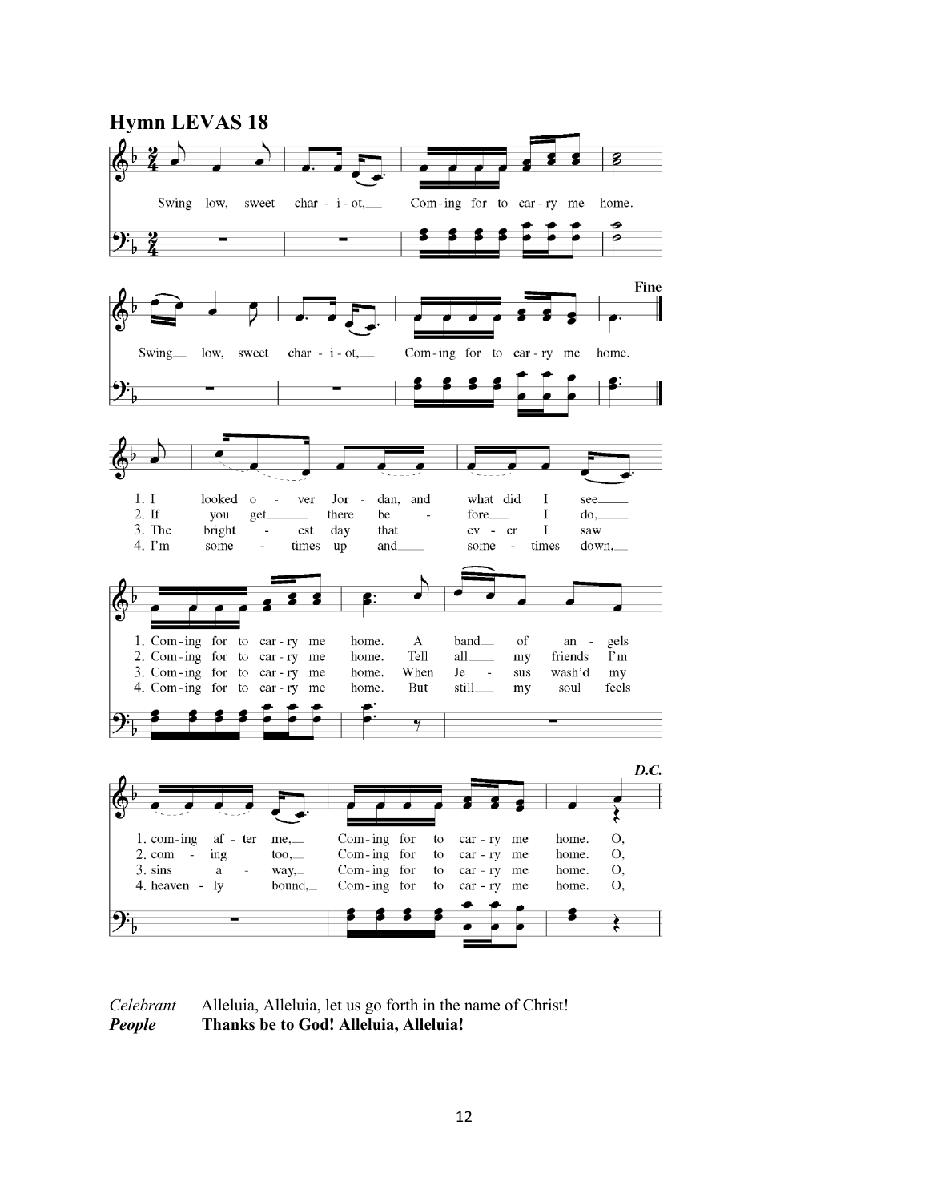## Hymn LEVAS 18

Swing low, sweet char - i - ot, Com-ing for to car-ry me home.

Swing low, sweet char - i - ot, Com-ing for to car-ry me home. *Fine*

1. I looked o - ver Jor - dan, and what did I see Com-ing for to car-ry me home. A band of an - gels coming af - ter me, Com-ing for to car-ry me home. O,

2. If you get there be - fore I do, Com-ing for to car-ry me home. Tell all my friends I'm com - ing too, Com-ing for to car-ry me home. O,

3. The bright - est day that ev - er I saw Com-ing for to car-ry me home. When Je - sus wash'd my sins a - way, Com-ing for to car-ry me home. O,

4. I'm some - times up and some - times down, Com-ing for to car-ry me home. But still my soul feels heaven - ly bound, Com-ing for to car-ry me home. O,

*D.C.*

*Celebrant* Alleluia, Alleluia, let us go forth in the name of Christ!
***People*** **Thanks be to God! Alleluia, Alleluia!**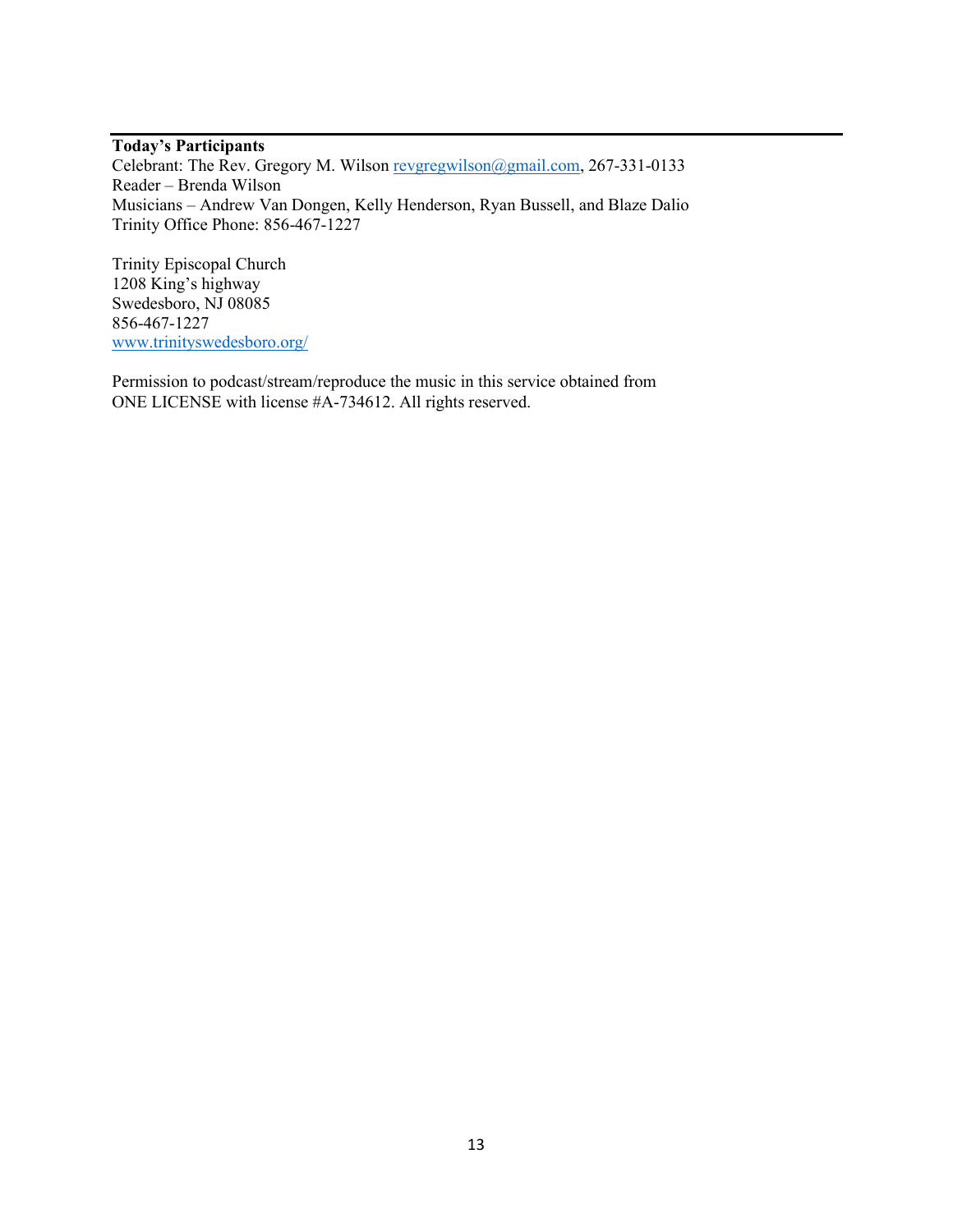**Today's Participants**
Celebrant: The Rev. Gregory M. Wilson revgregwilson@gmail.com, 267-331-0133
Reader – Brenda Wilson
Musicians – Andrew Van Dongen, Kelly Henderson, Ryan Bussell, and Blaze Dalio
Trinity Office Phone: 856-467-1227

Trinity Episcopal Church
1208 King's highway
Swedesboro, NJ 08085
856-467-1227
www.trinityswedesboro.org/

Permission to podcast/stream/reproduce the music in this service obtained from ONE LICENSE with license #A-734612. All rights reserved.